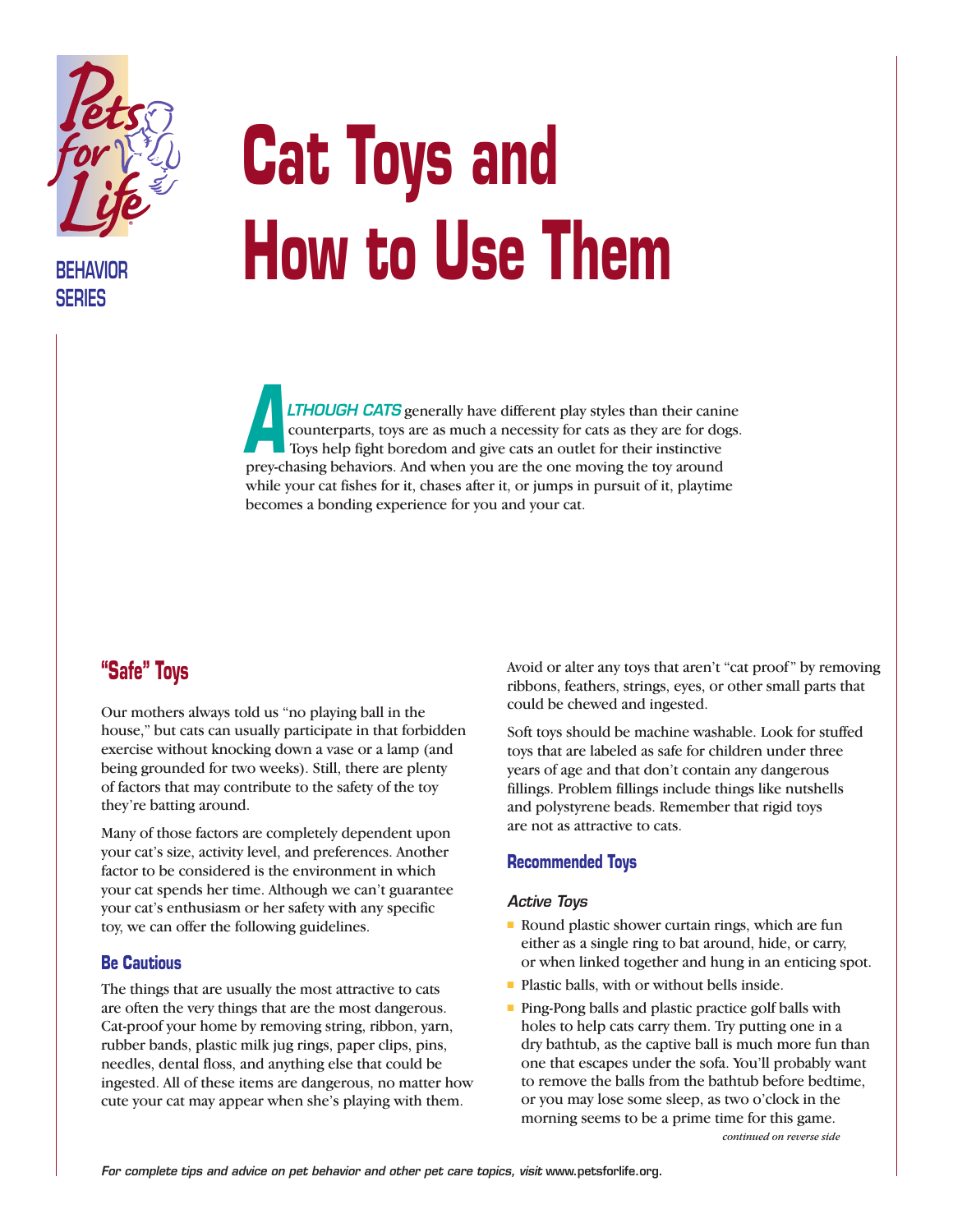Pets for Life

BEHAVIOR SERIES

# Cat Toys and How to Use Them

**ALTHOUGH CATS** generally have different play styles than their canine counterparts, toys are as much a necessity for cats as they are for dogs. Toys help fight boredom and give cats an outlet for their instinctive prey-chasing behaviors. And when you are the one moving the toy around while your cat fishes for it, chases after it, or jumps in pursuit of it, playtime becomes a bonding experience for you and your cat.

## "Safe" Toys

Our mothers always told us "no playing ball in the house," but cats can usually participate in that forbidden exercise without knocking down a vase or a lamp (and being grounded for two weeks). Still, there are plenty of factors that may contribute to the safety of the toy they're batting around.

Many of those factors are completely dependent upon your cat's size, activity level, and preferences. Another factor to be considered is the environment in which your cat spends her time. Although we can't guarantee your cat's enthusiasm or her safety with any specific toy, we can offer the following guidelines.

### Be Cautious

The things that are usually the most attractive to cats are often the very things that are the most dangerous. Cat-proof your home by removing string, ribbon, yarn, rubber bands, plastic milk jug rings, paper clips, pins, needles, dental floss, and anything else that could be ingested. All of these items are dangerous, no matter how cute your cat may appear when she's playing with them.

Avoid or alter any toys that aren't "cat proof" by removing ribbons, feathers, strings, eyes, or other small parts that could be chewed and ingested.

Soft toys should be machine washable. Look for stuffed toys that are labeled as safe for children under three years of age and that don't contain any dangerous fillings. Problem fillings include things like nutshells and polystyrene beads. Remember that rigid toys are not as attractive to cats.

### Recommended Toys

*Active Toys*

- Round plastic shower curtain rings, which are fun either as a single ring to bat around, hide, or carry, or when linked together and hung in an enticing spot.
- Plastic balls, with or without bells inside.
- Ping-Pong balls and plastic practice golf balls with holes to help cats carry them. Try putting one in a dry bathtub, as the captive ball is much more fun than one that escapes under the sofa. You'll probably want to remove the balls from the bathtub before bedtime, or you may lose some sleep, as two o'clock in the morning seems to be a prime time for this game.

*continued on reverse side*

*For complete tips and advice on pet behavior and other pet care topics, visit* www.petsforlife.org.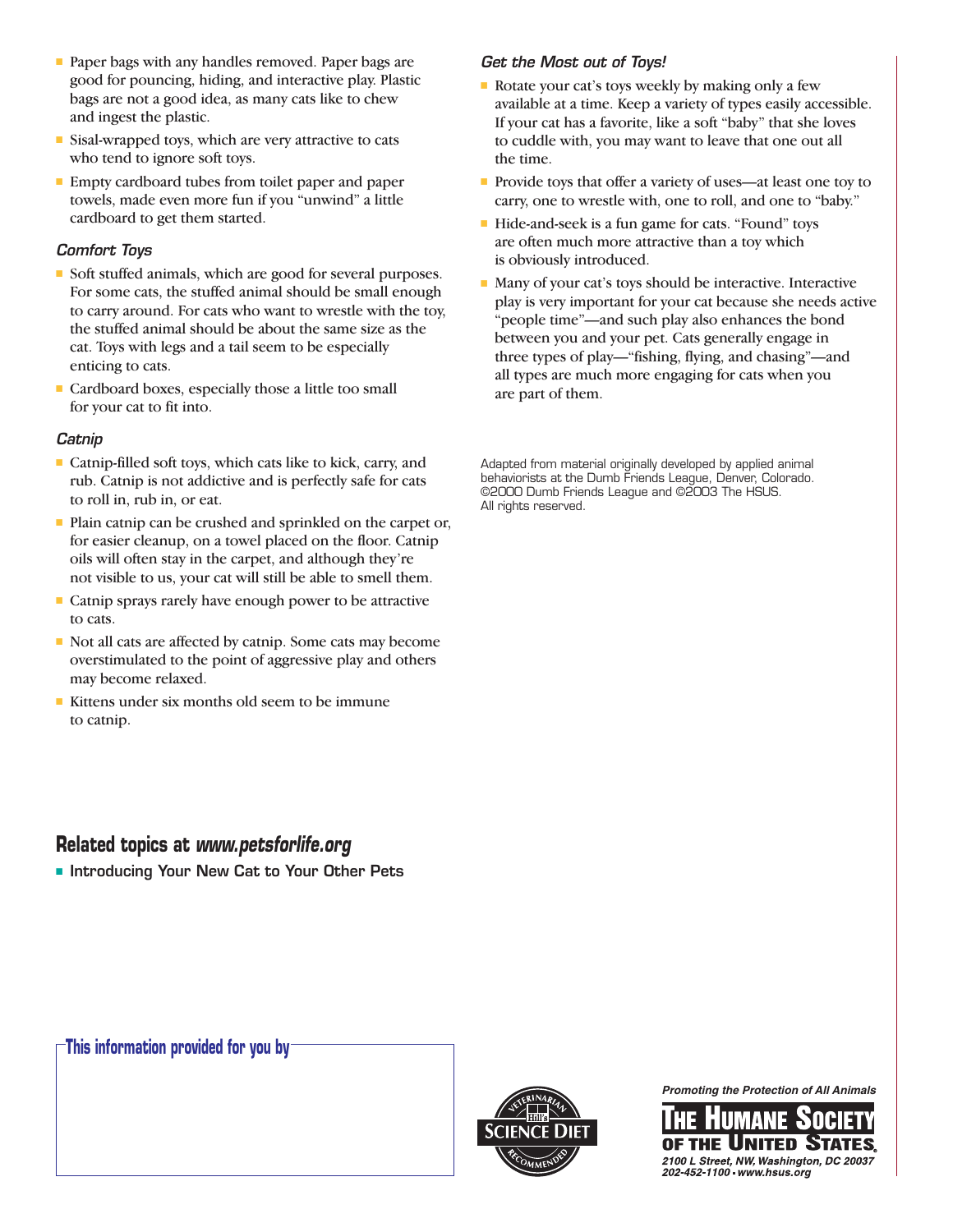- Paper bags with any handles removed. Paper bags are good for pouncing, hiding, and interactive play. Plastic bags are not a good idea, as many cats like to chew and ingest the plastic.
- Sisal-wrapped toys, which are very attractive to cats who tend to ignore soft toys.
- Empty cardboard tubes from toilet paper and paper towels, made even more fun if you "unwind" a little cardboard to get them started.

### *Comfort Toys*

- Soft stuffed animals, which are good for several purposes. For some cats, the stuffed animal should be small enough to carry around. For cats who want to wrestle with the toy, the stuffed animal should be about the same size as the cat. Toys with legs and a tail seem to be especially enticing to cats.
- Cardboard boxes, especially those a little too small for your cat to fit into.

### *Catnip*

- Catnip-filled soft toys, which cats like to kick, carry, and rub. Catnip is not addictive and is perfectly safe for cats to roll in, rub in, or eat.
- Plain catnip can be crushed and sprinkled on the carpet or, for easier cleanup, on a towel placed on the floor. Catnip oils will often stay in the carpet, and although they're not visible to us, your cat will still be able to smell them.
- Catnip sprays rarely have enough power to be attractive to cats.
- Not all cats are affected by catnip. Some cats may become overstimulated to the point of aggressive play and others may become relaxed.
- Kittens under six months old seem to be immune to catnip.

### *Get the Most out of Toys!*

- Rotate your cat's toys weekly by making only a few available at a time. Keep a variety of types easily accessible. If your cat has a favorite, like a soft "baby" that she loves to cuddle with, you may want to leave that one out all the time.
- Provide toys that offer a variety of uses—at least one toy to carry, one to wrestle with, one to roll, and one to "baby."
- Hide-and-seek is a fun game for cats. "Found" toys are often much more attractive than a toy which is obviously introduced.
- Many of your cat's toys should be interactive. Interactive play is very important for your cat because she needs active "people time"—and such play also enhances the bond between you and your pet. Cats generally engage in three types of play—"fishing, flying, and chasing"—and all types are much more engaging for cats when you are part of them.

Adapted from material originally developed by applied animal behaviorists at the Dumb Friends League, Denver, Colorado. ©2000 Dumb Friends League and ©2003 The HSUS. All rights reserved.

## Related topics at *www.petsforlife.org*

- Introducing Your New Cat to Your Other Pets

**This information provided for you by**

Veterinarian Recommended Hill's Science Diet

*Promoting the Protection of All Animals*

**The Humane Society of the United States**

*2100 L Street, NW, Washington, DC 20037*
*202-452-1100 • www.hsus.org*